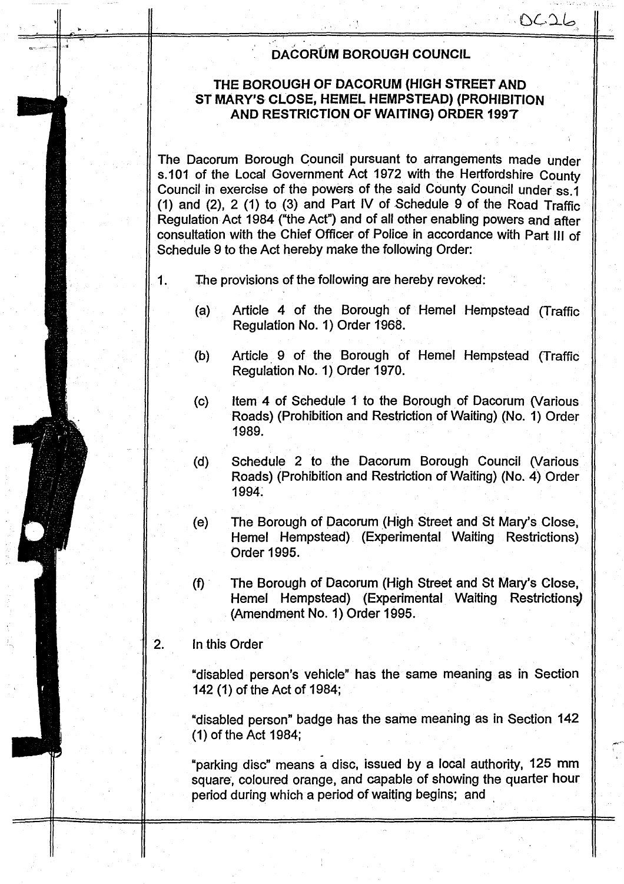DC26

# DACORUM BOROUGH COUNCIL

## THE BOROUGH OF DACORUM (HIGH STREET AND ST MARY'S CLOSE, HEMEL HEMPSTEAD) (PROHIBITION AND RESTRICTION OF WAITING) ORDER 1997

The Dacorum Borough Council pursuant to arrangements made under s.101 of the Local Government Act 1972 with the Hertfordshire County Council in exercise of the powers of the said County Council under ss.1 (1) and (2), 2 (1) to (3) and Part IV of Schedule 9 of the Road Traffic Regulation Act 1984 ("the Act") and of all other enabling powers and after consultation with the Chief Officer of Police in accordance with Part III of Schedule 9 to the Act hereby make the following Order:

1. The provisions of the following are hereby revoked:

   (a) Article 4 of the Borough of Hemel Hempstead (Traffic Regulation No. 1) Order 1968.

   (b) Article 9 of the Borough of Hemel Hempstead (Traffic Regulation No. 1) Order 1970.

   (c) Item 4 of Schedule 1 to the Borough of Dacorum (Various Roads) (Prohibition and Restriction of Waiting) (No. 1) Order 1989.

   (d) Schedule 2 to the Dacorum Borough Council (Various Roads) (Prohibition and Restriction of Waiting) (No. 4) Order 1994.

   (e) The Borough of Dacorum (High Street and St Mary's Close, Hemel Hempstead) (Experimental Waiting Restrictions) Order 1995.

   (f) The Borough of Dacorum (High Street and St Mary's Close, Hemel Hempstead) (Experimental Waiting Restrictions) (Amendment No. 1) Order 1995.

2. In this Order

   "disabled person's vehicle" has the same meaning as in Section 142 (1) of the Act of 1984;

   "disabled person" badge has the same meaning as in Section 142 (1) of the Act 1984;

   "parking disc" means a disc, issued by a local authority, 125 mm square, coloured orange, and capable of showing the quarter hour period during which a period of waiting begins; and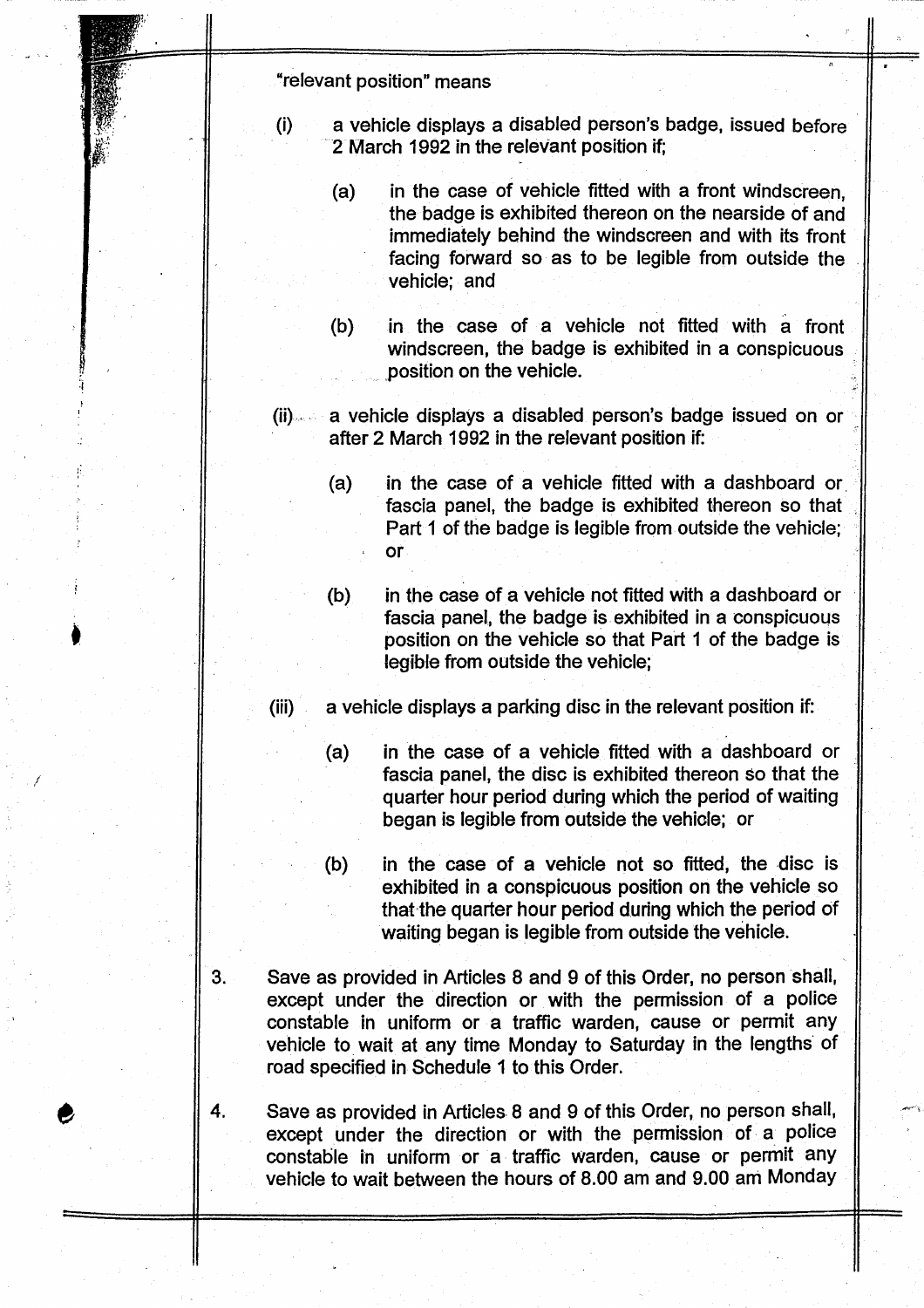"relevant position" means

(i) a vehicle displays a disabled person's badge, issued before 2 March 1992 in the relevant position if;

  (a) in the case of vehicle fitted with a front windscreen, the badge is exhibited thereon on the nearside of and immediately behind the windscreen and with its front facing forward so as to be legible from outside the vehicle; and

  (b) in the case of a vehicle not fitted with a front windscreen, the badge is exhibited in a conspicuous position on the vehicle.

(ii) a vehicle displays a disabled person's badge issued on or after 2 March 1992 in the relevant position if:

  (a) in the case of a vehicle fitted with a dashboard or fascia panel, the badge is exhibited thereon so that Part 1 of the badge is legible from outside the vehicle; or

  (b) in the case of a vehicle not fitted with a dashboard or fascia panel, the badge is exhibited in a conspicuous position on the vehicle so that Part 1 of the badge is legible from outside the vehicle;

(iii) a vehicle displays a parking disc in the relevant position if:

  (a) in the case of a vehicle fitted with a dashboard or fascia panel, the disc is exhibited thereon so that the quarter hour period during which the period of waiting began is legible from outside the vehicle; or

  (b) in the case of a vehicle not so fitted, the disc is exhibited in a conspicuous position on the vehicle so that the quarter hour period during which the period of waiting began is legible from outside the vehicle.

3. Save as provided in Articles 8 and 9 of this Order, no person shall, except under the direction or with the permission of a police constable in uniform or a traffic warden, cause or permit any vehicle to wait at any time Monday to Saturday in the lengths of road specified in Schedule 1 to this Order.

4. Save as provided in Articles 8 and 9 of this Order, no person shall, except under the direction or with the permission of a police constable in uniform or a traffic warden, cause or permit any vehicle to wait between the hours of 8.00 am and 9.00 am Monday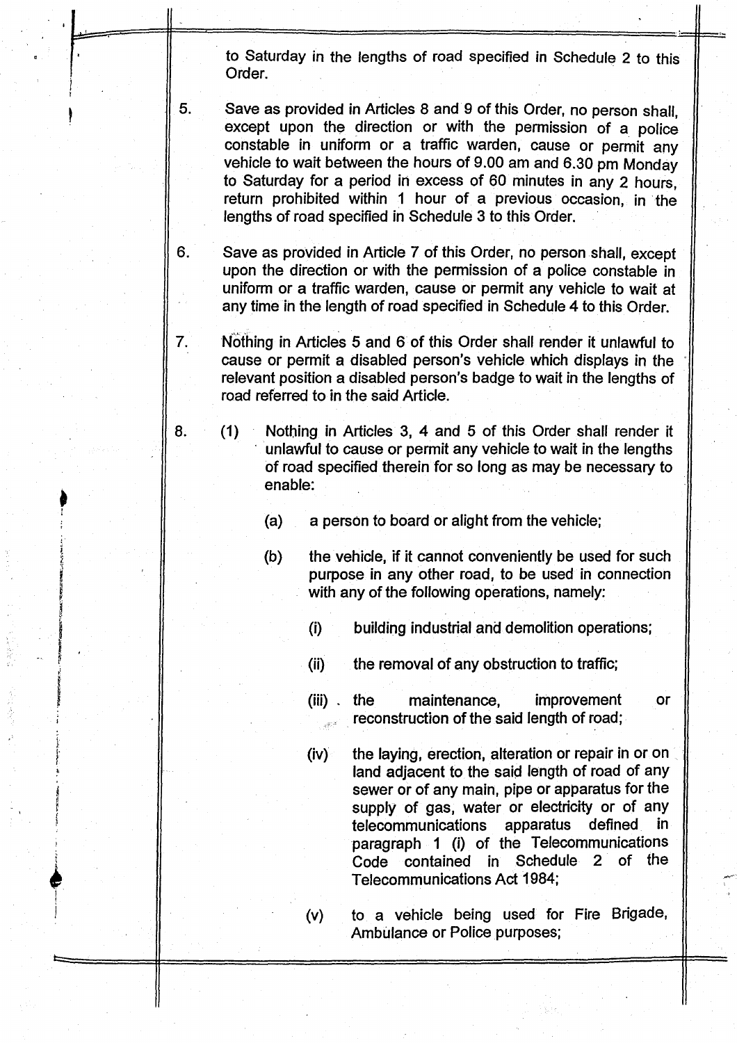to Saturday in the lengths of road specified in Schedule 2 to this Order.

5. Save as provided in Articles 8 and 9 of this Order, no person shall, except upon the direction or with the permission of a police constable in uniform or a traffic warden, cause or permit any vehicle to wait between the hours of 9.00 am and 6.30 pm Monday to Saturday for a period in excess of 60 minutes in any 2 hours, return prohibited within 1 hour of a previous occasion, in the lengths of road specified in Schedule 3 to this Order.

6. Save as provided in Article 7 of this Order, no person shall, except upon the direction or with the permission of a police constable in uniform or a traffic warden, cause or permit any vehicle to wait at any time in the length of road specified in Schedule 4 to this Order.

7. Nothing in Articles 5 and 6 of this Order shall render it unlawful to cause or permit a disabled person's vehicle which displays in the relevant position a disabled person's badge to wait in the lengths of road referred to in the said Article.

8. (1) Nothing in Articles 3, 4 and 5 of this Order shall render it unlawful to cause or permit any vehicle to wait in the lengths of road specified therein for so long as may be necessary to enable:

   (a) a person to board or alight from the vehicle;

   (b) the vehicle, if it cannot conveniently be used for such purpose in any other road, to be used in connection with any of the following operations, namely:

      (i) building industrial and demolition operations;

      (ii) the removal of any obstruction to traffic;

      (iii) the maintenance, improvement or reconstruction of the said length of road;

      (iv) the laying, erection, alteration or repair in or on land adjacent to the said length of road of any sewer or of any main, pipe or apparatus for the supply of gas, water or electricity or of any telecommunications apparatus defined in paragraph 1 (i) of the Telecommunications Code contained in Schedule 2 of the Telecommunications Act 1984;

      (v) to a vehicle being used for Fire Brigade, Ambulance or Police purposes;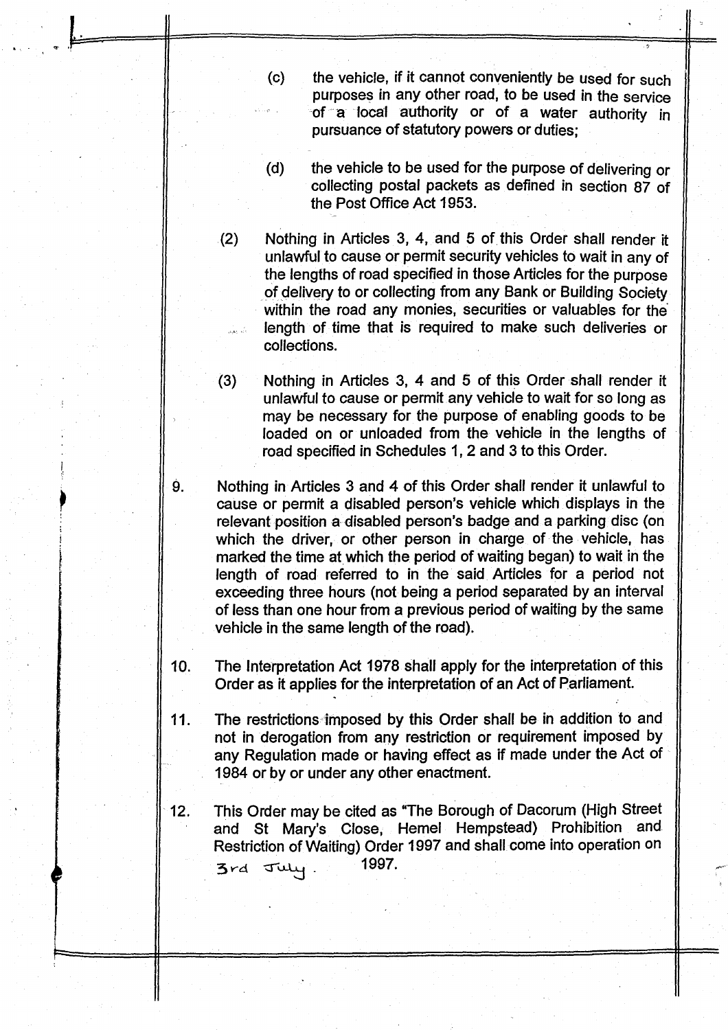(c) the vehicle, if it cannot conveniently be used for such purposes in any other road, to be used in the service of a local authority or of a water authority in pursuance of statutory powers or duties;

(d) the vehicle to be used for the purpose of delivering or collecting postal packets as defined in section 87 of the Post Office Act 1953.

(2) Nothing in Articles 3, 4, and 5 of this Order shall render it unlawful to cause or permit security vehicles to wait in any of the lengths of road specified in those Articles for the purpose of delivery to or collecting from any Bank or Building Society within the road any monies, securities or valuables for the length of time that is required to make such deliveries or collections.

(3) Nothing in Articles 3, 4 and 5 of this Order shall render it unlawful to cause or permit any vehicle to wait for so long as may be necessary for the purpose of enabling goods to be loaded on or unloaded from the vehicle in the lengths of road specified in Schedules 1, 2 and 3 to this Order.

9. Nothing in Articles 3 and 4 of this Order shall render it unlawful to cause or permit a disabled person's vehicle which displays in the relevant position a disabled person's badge and a parking disc (on which the driver, or other person in charge of the vehicle, has marked the time at which the period of waiting began) to wait in the length of road referred to in the said Articles for a period not exceeding three hours (not being a period separated by an interval of less than one hour from a previous period of waiting by the same vehicle in the same length of the road).

10. The Interpretation Act 1978 shall apply for the interpretation of this Order as it applies for the interpretation of an Act of Parliament.

11. The restrictions imposed by this Order shall be in addition to and not in derogation from any restriction or requirement imposed by any Regulation made or having effect as if made under the Act of 1984 or by or under any other enactment.

12. This Order may be cited as "The Borough of Dacorum (High Street and St Mary's Close, Hemel Hempstead) Prohibition and Restriction of Waiting) Order 1997 and shall come into operation on 3rd July. 1997.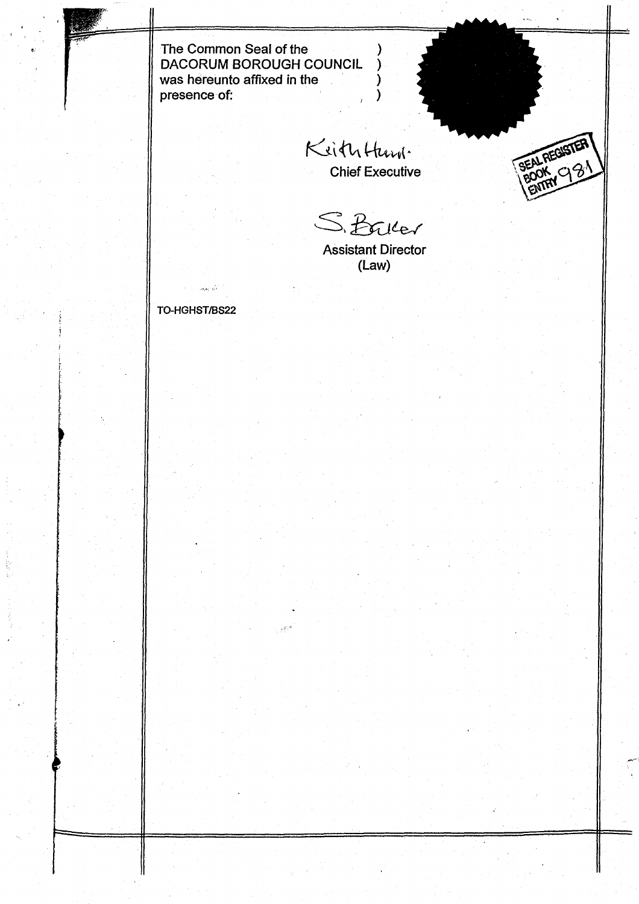The Common Seal of the DACORUM BOROUGH COUNCIL was hereunto affixed in the presence of:

Keith Hunt

Chief Executive

S. Baker

Assistant Director (Law)

SEAL REGISTER BOOK ENTRY 981

TO-HGHST/BS22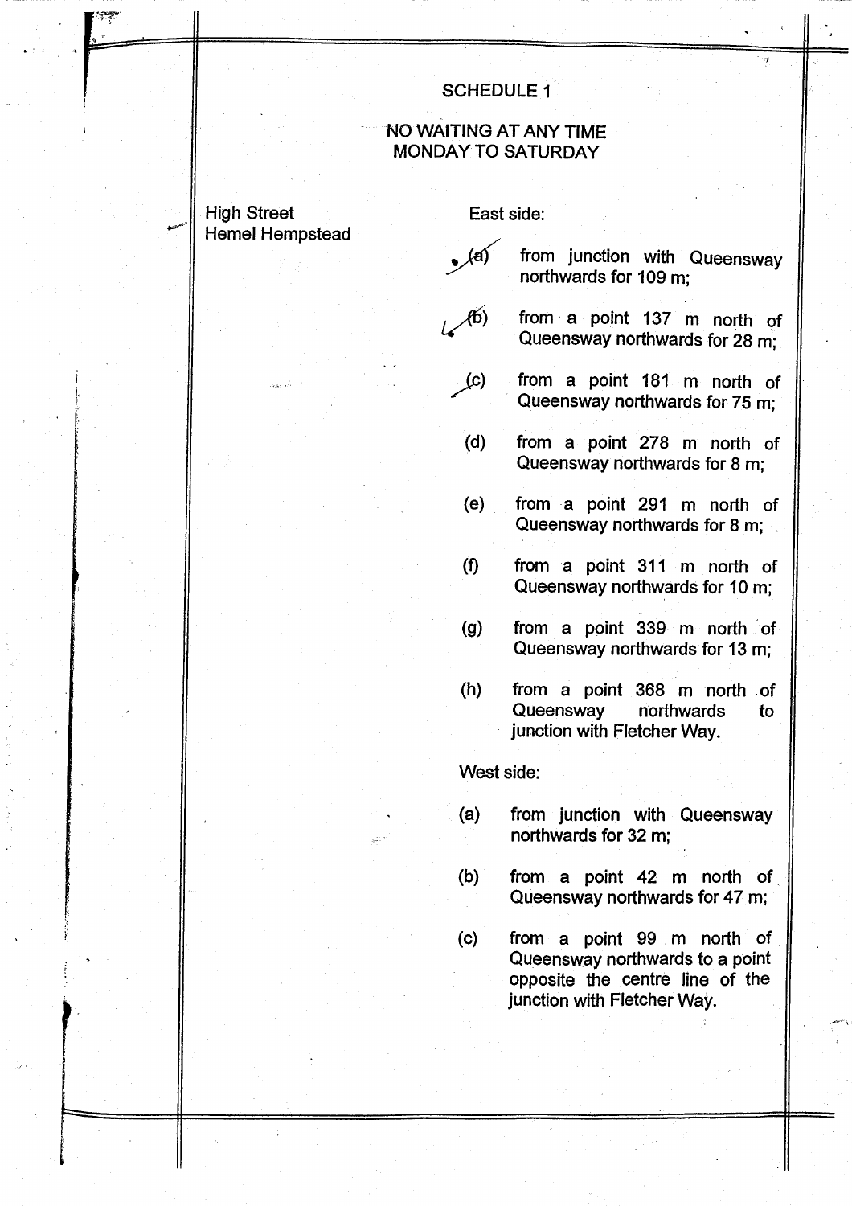## SCHEDULE 1

### NO WAITING AT ANY TIME MONDAY TO SATURDAY

**High Street Hemel Hempstead**

East side:

(a) from junction with Queensway northwards for 109 m;

(b) from a point 137 m north of Queensway northwards for 28 m;

(c) from a point 181 m north of Queensway northwards for 75 m;

(d) from a point 278 m north of Queensway northwards for 8 m;

(e) from a point 291 m north of Queensway northwards for 8 m;

(f) from a point 311 m north of Queensway northwards for 10 m;

(g) from a point 339 m north of Queensway northwards for 13 m;

(h) from a point 368 m north of Queensway northwards to junction with Fletcher Way.

West side:

(a) from junction with Queensway northwards for 32 m;

(b) from a point 42 m north of Queensway northwards for 47 m;

(c) from a point 99 m north of Queensway northwards to a point opposite the centre line of the junction with Fletcher Way.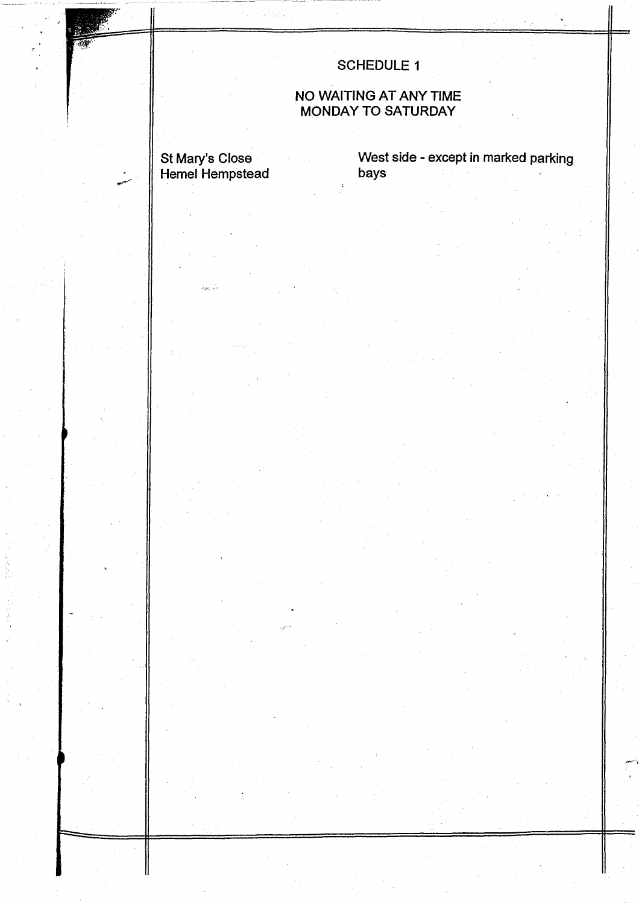## SCHEDULE 1

### NO WAITING AT ANY TIME MONDAY TO SATURDAY

| | |
|---|---|
| St Mary's Close Hemel Hempstead | West side - except in marked parking bays |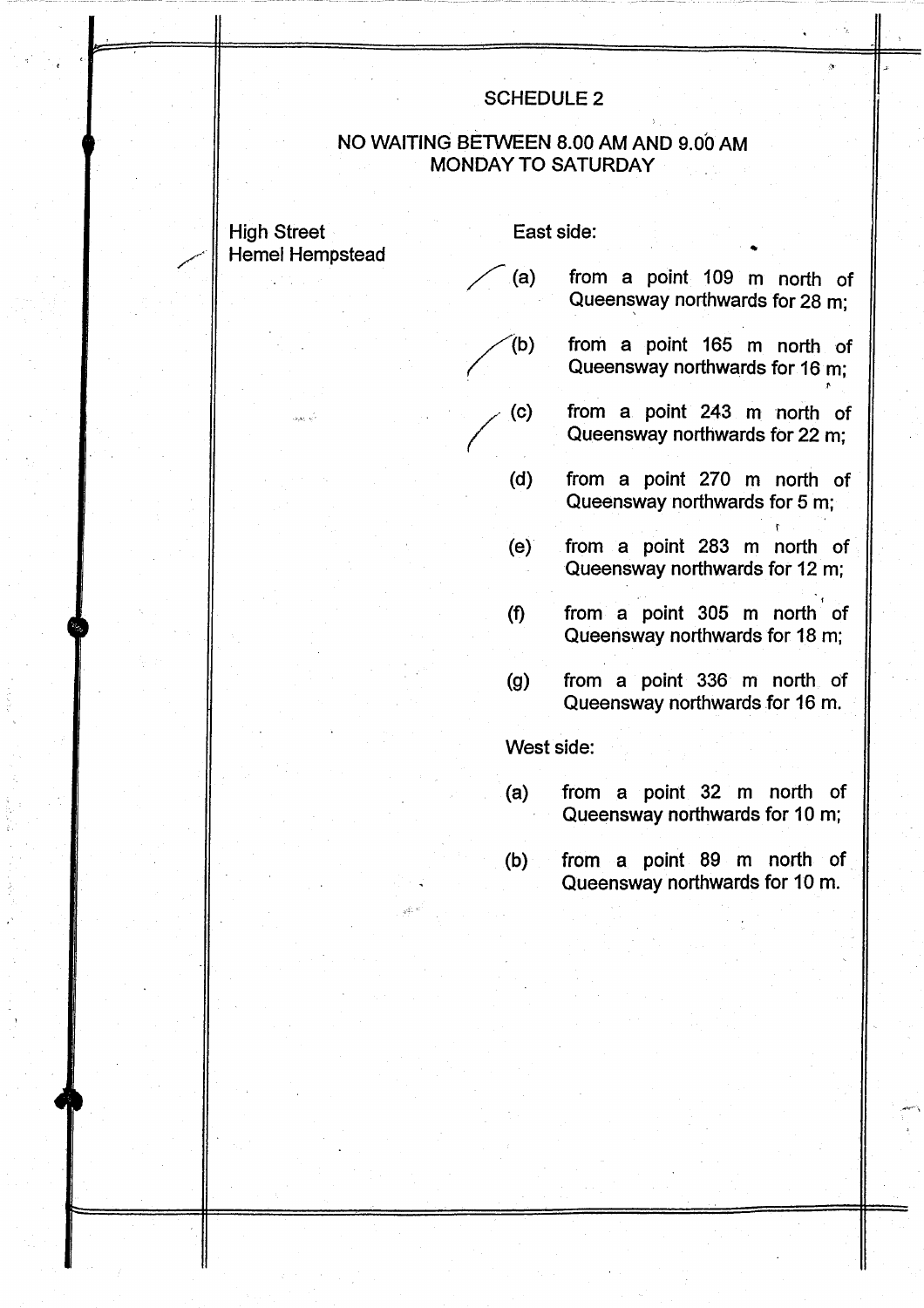# SCHEDULE 2

## NO WAITING BETWEEN 8.00 AM AND 9.00 AM MONDAY TO SATURDAY

**High Street Hemel Hempstead**

East side:

(a) from a point 109 m north of Queensway northwards for 28 m;

(b) from a point 165 m north of Queensway northwards for 16 m;

(c) from a point 243 m north of Queensway northwards for 22 m;

(d) from a point 270 m north of Queensway northwards for 5 m;

(e) from a point 283 m north of Queensway northwards for 12 m;

(f) from a point 305 m north of Queensway northwards for 18 m;

(g) from a point 336 m north of Queensway northwards for 16 m.

West side:

(a) from a point 32 m north of Queensway northwards for 10 m;

(b) from a point 89 m north of Queensway northwards for 10 m.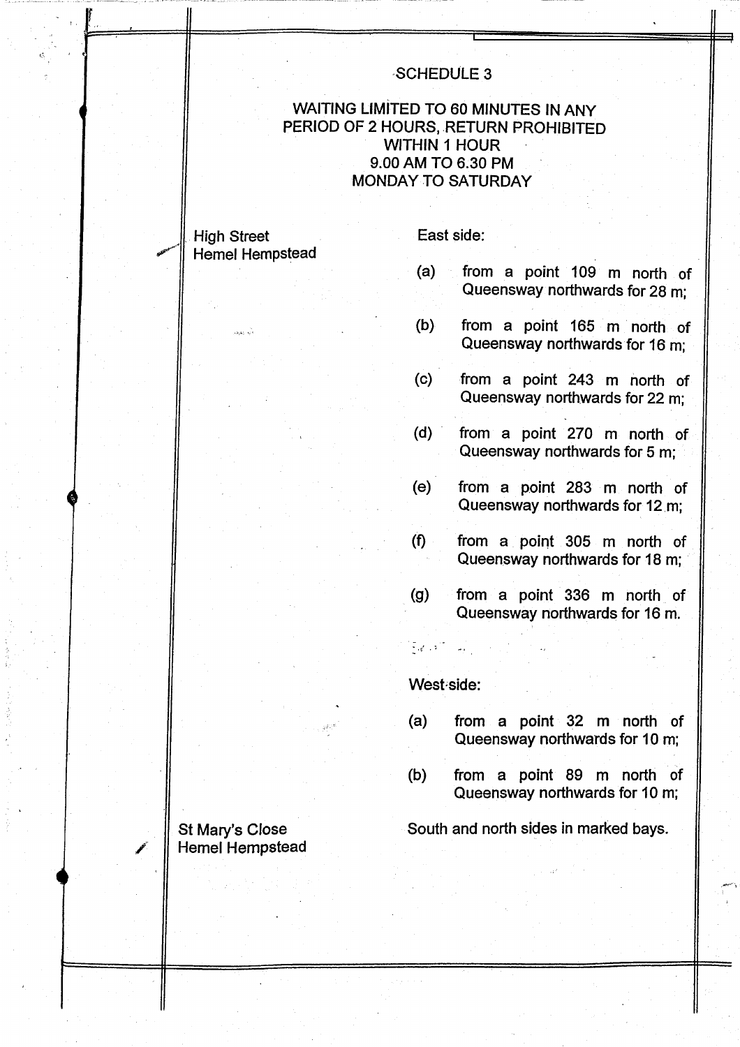# SCHEDULE 3

## WAITING LIMITED TO 60 MINUTES IN ANY PERIOD OF 2 HOURS, RETURN PROHIBITED WITHIN 1 HOUR 9.00 AM TO 6.30 PM MONDAY TO SATURDAY

| | |
|---|---|
| High Street Hemel Hempstead | East side:<br><br>(a) from a point 109 m north of Queensway northwards for 28 m;<br><br>(b) from a point 165 m north of Queensway northwards for 16 m;<br><br>(c) from a point 243 m north of Queensway northwards for 22 m;<br><br>(d) from a point 270 m north of Queensway northwards for 5 m;<br><br>(e) from a point 283 m north of Queensway northwards for 12 m;<br><br>(f) from a point 305 m north of Queensway northwards for 18 m;<br><br>(g) from a point 336 m north of Queensway northwards for 16 m.<br><br>West side:<br><br>(a) from a point 32 m north of Queensway northwards for 10 m;<br><br>(b) from a point 89 m north of Queensway northwards for 10 m; |
| St Mary's Close Hemel Hempstead | South and north sides in marked bays. |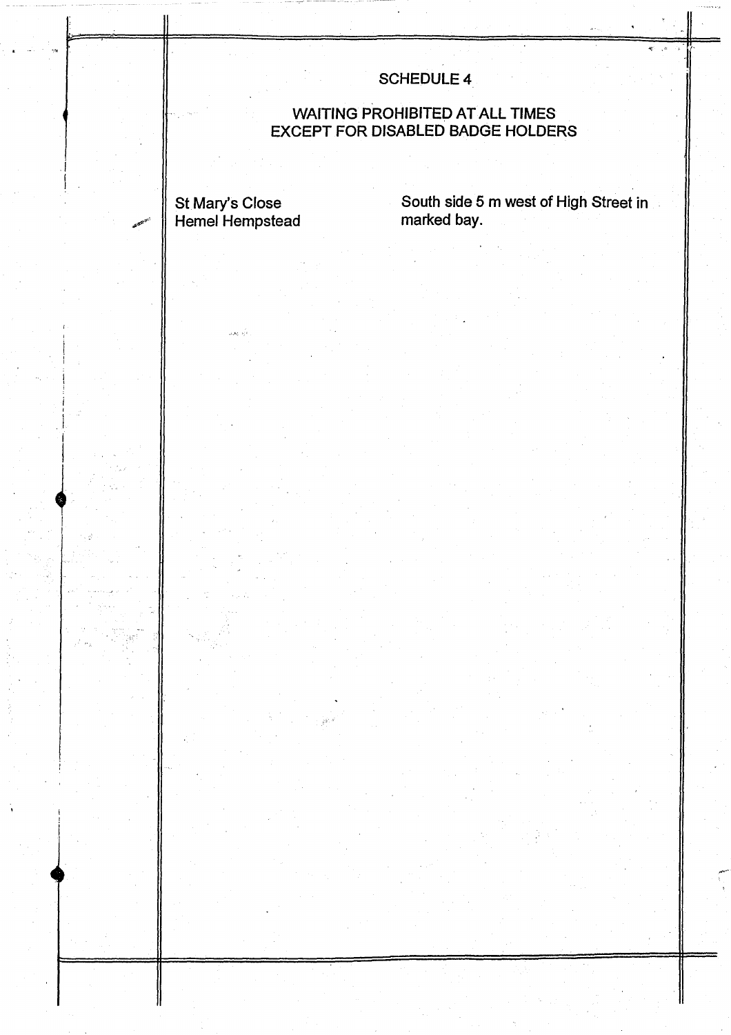# SCHEDULE 4

## WAITING PROHIBITED AT ALL TIMES EXCEPT FOR DISABLED BADGE HOLDERS

| | |
|---|---|
| St Mary's Close<br>Hemel Hempstead | South side 5 m west of High Street in marked bay. |